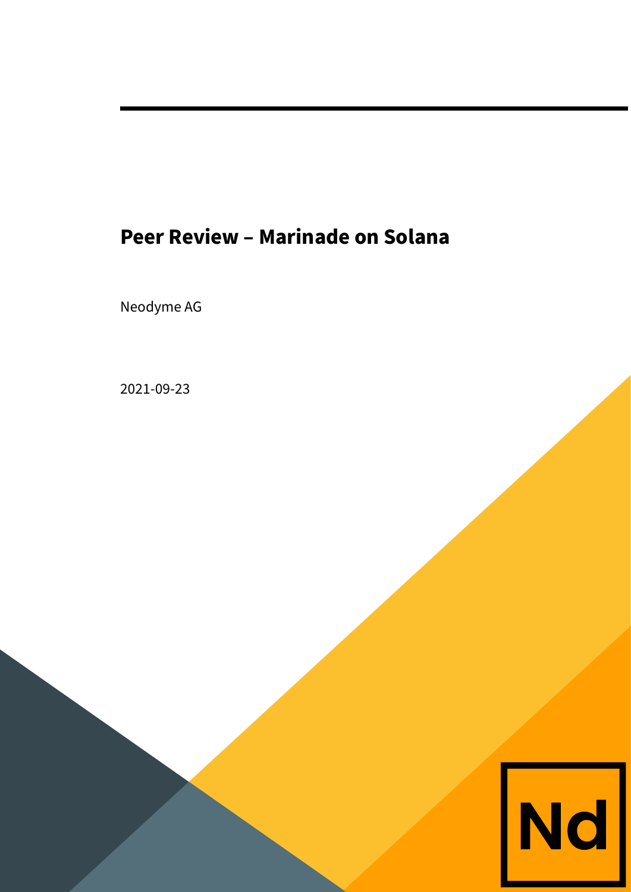# Peer Review – Marinade on Solana

Neodyme AG

2021-09-23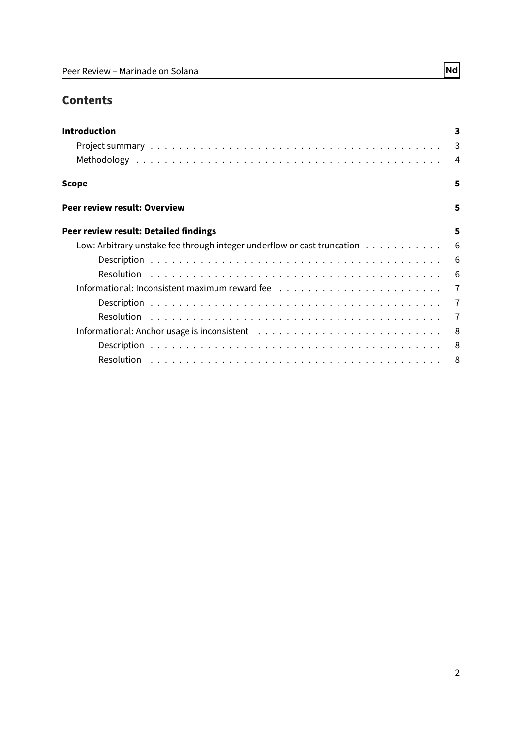## Contents

**Introduction** 3
- Project summary 3
- Methodology 4

**Scope** 5

**Peer review result: Overview** 5

**Peer review result: Detailed findings** 5
- Low: Arbitrary unstake fee through integer underflow or cast truncation 6
  - Description 6
  - Resolution 6
- Informational: Inconsistent maximum reward fee 7
  - Description 7
  - Resolution 7
- Informational: Anchor usage is inconsistent 8
  - Description 8
  - Resolution 8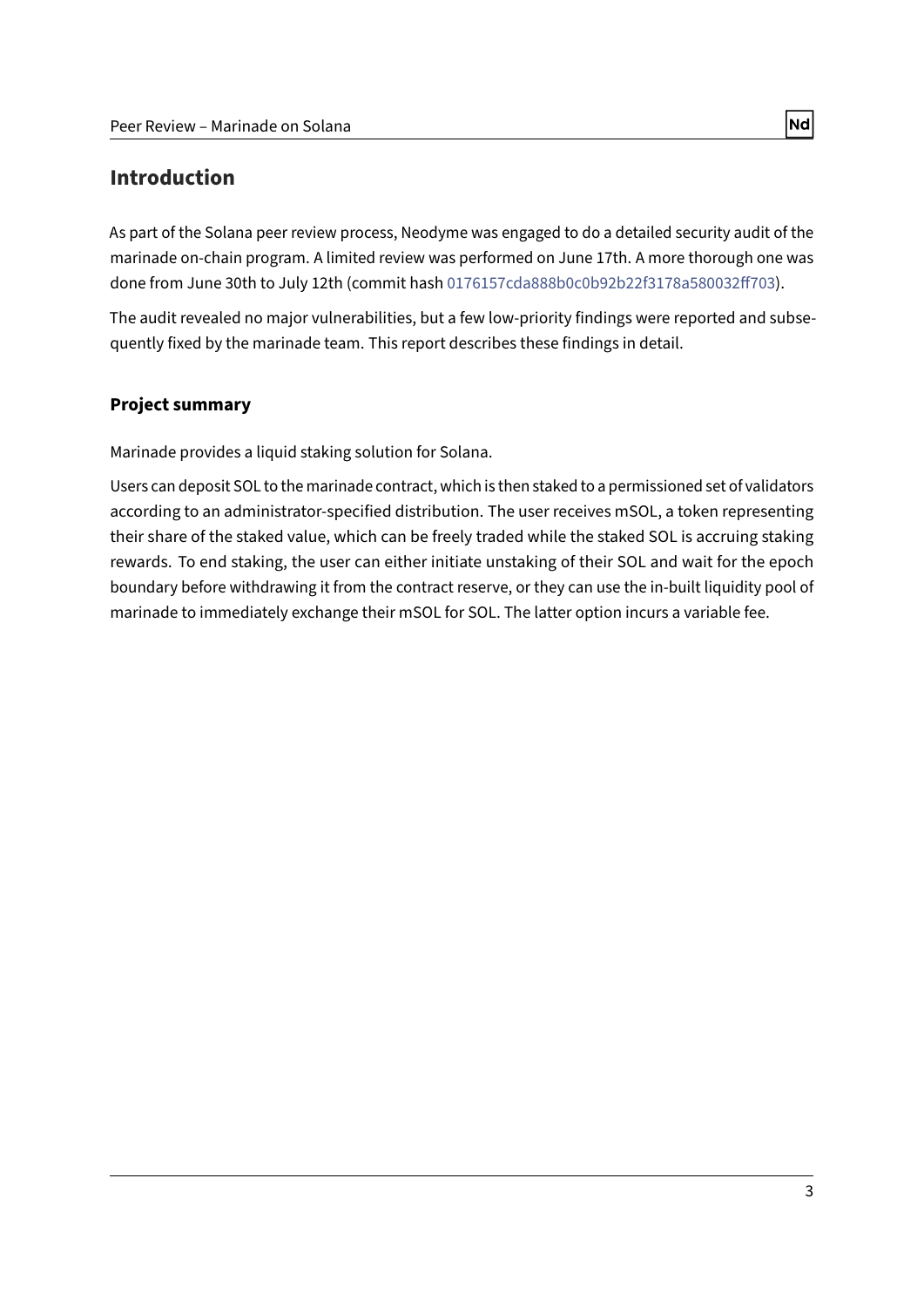# Introduction

As part of the Solana peer review process, Neodyme was engaged to do a detailed security audit of the marinade on-chain program. A limited review was performed on June 17th. A more thorough one was done from June 30th to July 12th (commit hash 0176157cda888b0c0b92b22f3178a580032ff703).

The audit revealed no major vulnerabilities, but a few low-priority findings were reported and subsequently fixed by the marinade team. This report describes these findings in detail.

## Project summary

Marinade provides a liquid staking solution for Solana.

Users can deposit SOL to the marinade contract, which is then staked to a permissioned set of validators according to an administrator-specified distribution. The user receives mSOL, a token representing their share of the staked value, which can be freely traded while the staked SOL is accruing staking rewards. To end staking, the user can either initiate unstaking of their SOL and wait for the epoch boundary before withdrawing it from the contract reserve, or they can use the in-built liquidity pool of marinade to immediately exchange their mSOL for SOL. The latter option incurs a variable fee.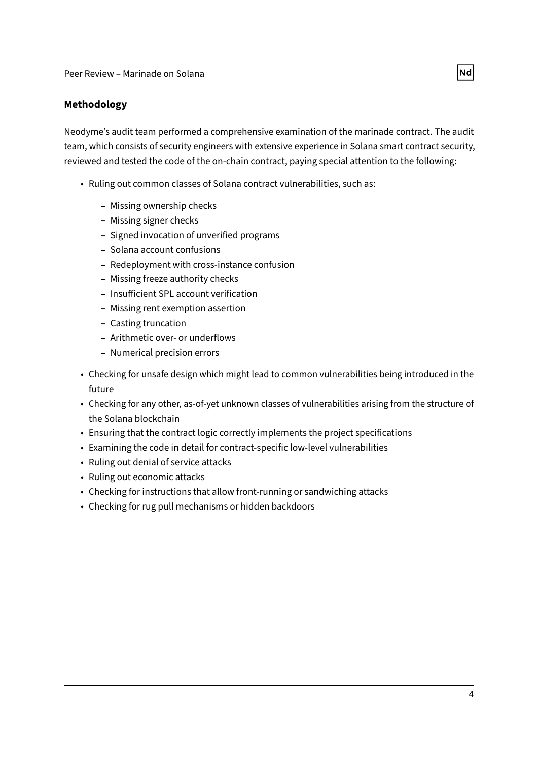## Methodology

Neodyme's audit team performed a comprehensive examination of the marinade contract. The audit team, which consists of security engineers with extensive experience in Solana smart contract security, reviewed and tested the code of the on-chain contract, paying special attention to the following:

- Ruling out common classes of Solana contract vulnerabilities, such as:
  - Missing ownership checks
  - Missing signer checks
  - Signed invocation of unverified programs
  - Solana account confusions
  - Redeployment with cross-instance confusion
  - Missing freeze authority checks
  - Insufficient SPL account verification
  - Missing rent exemption assertion
  - Casting truncation
  - Arithmetic over- or underflows
  - Numerical precision errors
- Checking for unsafe design which might lead to common vulnerabilities being introduced in the future
- Checking for any other, as-of-yet unknown classes of vulnerabilities arising from the structure of the Solana blockchain
- Ensuring that the contract logic correctly implements the project specifications
- Examining the code in detail for contract-specific low-level vulnerabilities
- Ruling out denial of service attacks
- Ruling out economic attacks
- Checking for instructions that allow front-running or sandwiching attacks
- Checking for rug pull mechanisms or hidden backdoors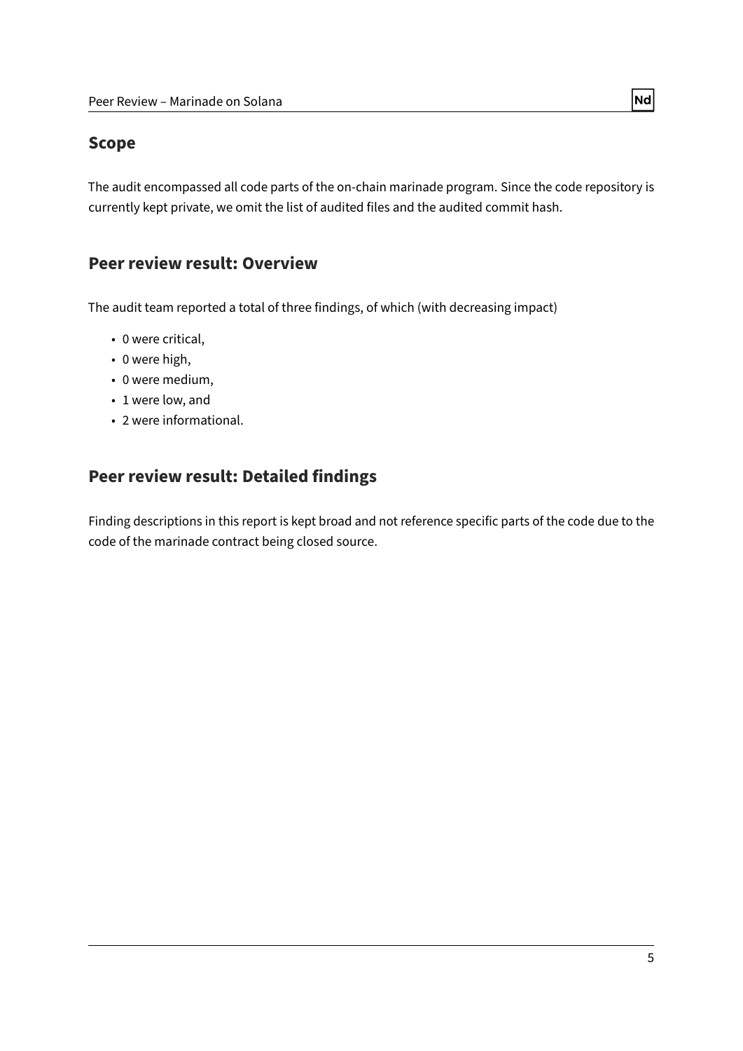## Scope

The audit encompassed all code parts of the on-chain marinade program. Since the code repository is currently kept private, we omit the list of audited files and the audited commit hash.

## Peer review result: Overview

The audit team reported a total of three findings, of which (with decreasing impact)

- 0 were critical,
- 0 were high,
- 0 were medium,
- 1 were low, and
- 2 were informational.

## Peer review result: Detailed findings

Finding descriptions in this report is kept broad and not reference specific parts of the code due to the code of the marinade contract being closed source.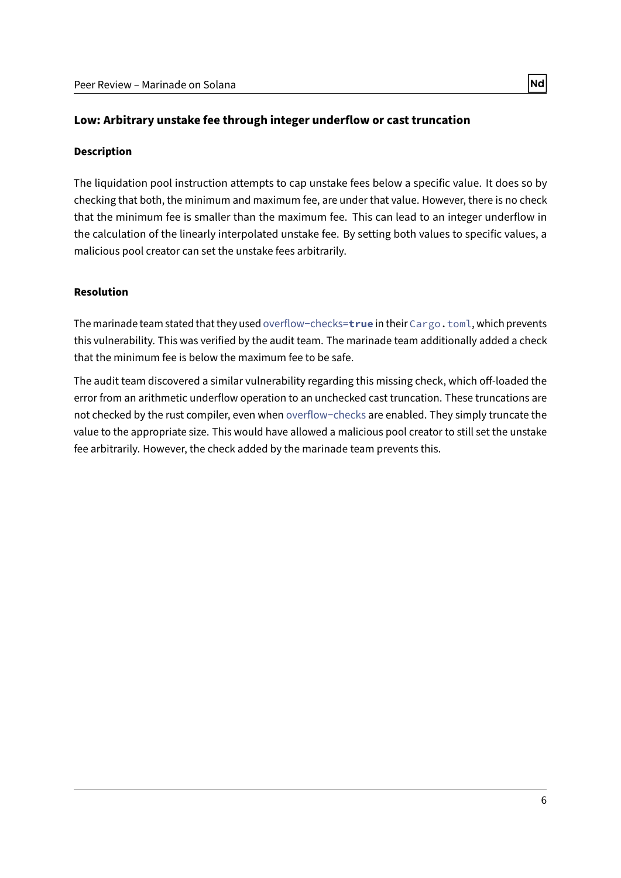### Low: Arbitrary unstake fee through integer underflow or cast truncation

#### Description

The liquidation pool instruction attempts to cap unstake fees below a specific value. It does so by checking that both, the minimum and maximum fee, are under that value. However, there is no check that the minimum fee is smaller than the maximum fee. This can lead to an integer underflow in the calculation of the linearly interpolated unstake fee. By setting both values to specific values, a malicious pool creator can set the unstake fees arbitrarily.

#### Resolution

The marinade team stated that they used `overflow-checks=true` in their `Cargo.toml`, which prevents this vulnerability. This was verified by the audit team. The marinade team additionally added a check that the minimum fee is below the maximum fee to be safe.

The audit team discovered a similar vulnerability regarding this missing check, which off-loaded the error from an arithmetic underflow operation to an unchecked cast truncation. These truncations are not checked by the rust compiler, even when overflow-checks are enabled. They simply truncate the value to the appropriate size. This would have allowed a malicious pool creator to still set the unstake fee arbitrarily. However, the check added by the marinade team prevents this.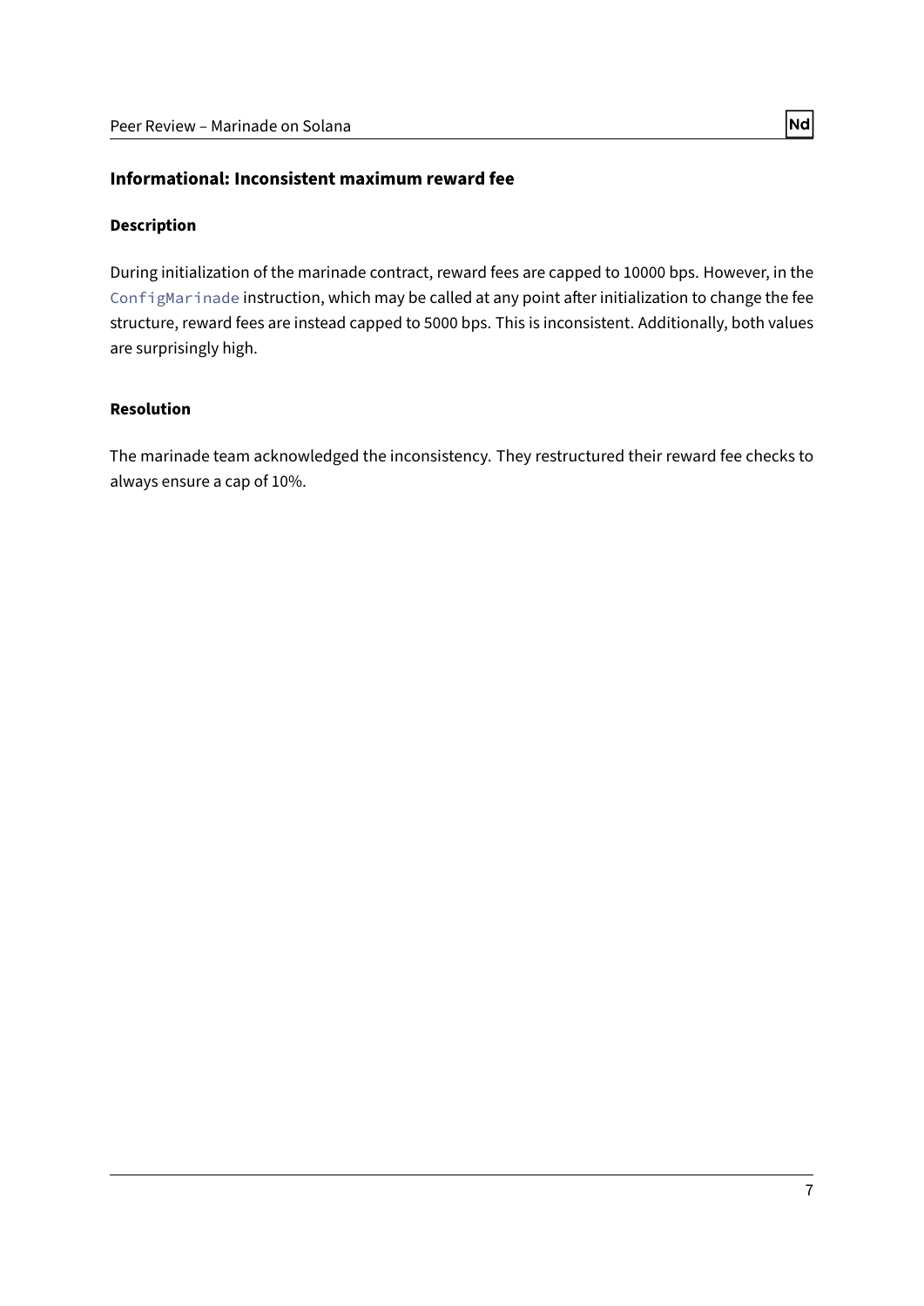### Informational: Inconsistent maximum reward fee

#### Description

During initialization of the marinade contract, reward fees are capped to 10000 bps. However, in the `ConfigMarinade` instruction, which may be called at any point after initialization to change the fee structure, reward fees are instead capped to 5000 bps. This is inconsistent. Additionally, both values are surprisingly high.

#### Resolution

The marinade team acknowledged the inconsistency. They restructured their reward fee checks to always ensure a cap of 10%.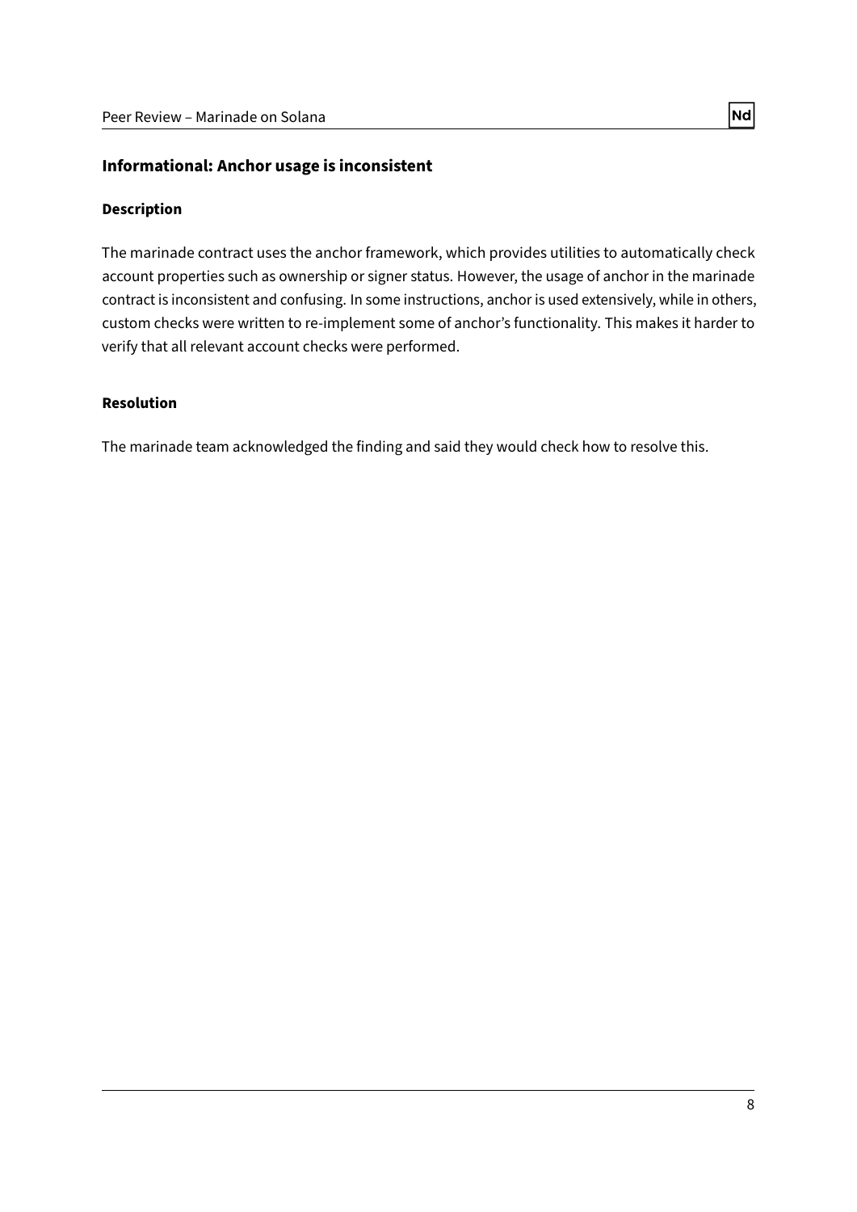## Informational: Anchor usage is inconsistent

### Description

The marinade contract uses the anchor framework, which provides utilities to automatically check account properties such as ownership or signer status. However, the usage of anchor in the marinade contract is inconsistent and confusing. In some instructions, anchor is used extensively, while in others, custom checks were written to re-implement some of anchor's functionality. This makes it harder to verify that all relevant account checks were performed.

### Resolution

The marinade team acknowledged the finding and said they would check how to resolve this.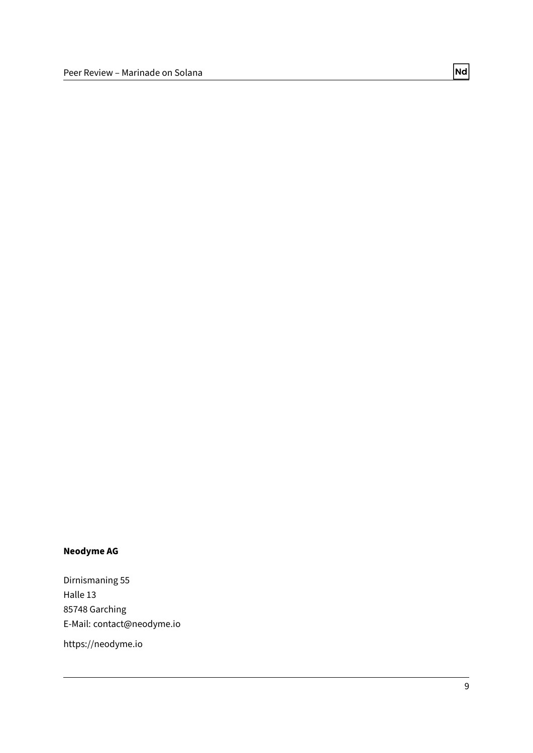**Neodyme AG**

Dirnismaning 55
Halle 13
85748 Garching
E-Mail: contact@neodyme.io

https://neodyme.io